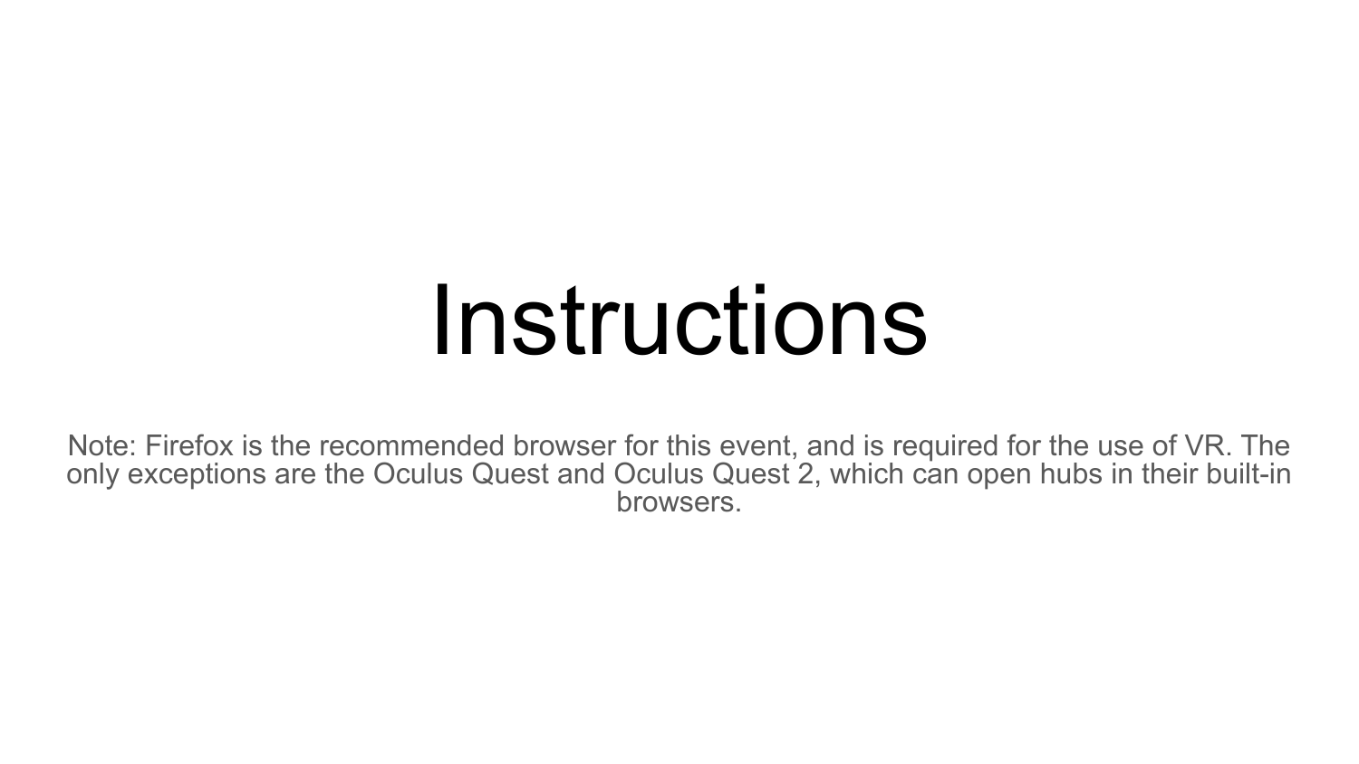# Instructions

Note: Firefox is the recommended browser for this event, and is required for the use of VR. The only exceptions are the Oculus Quest and Oculus Quest 2, which can open hubs in their built-in browsers.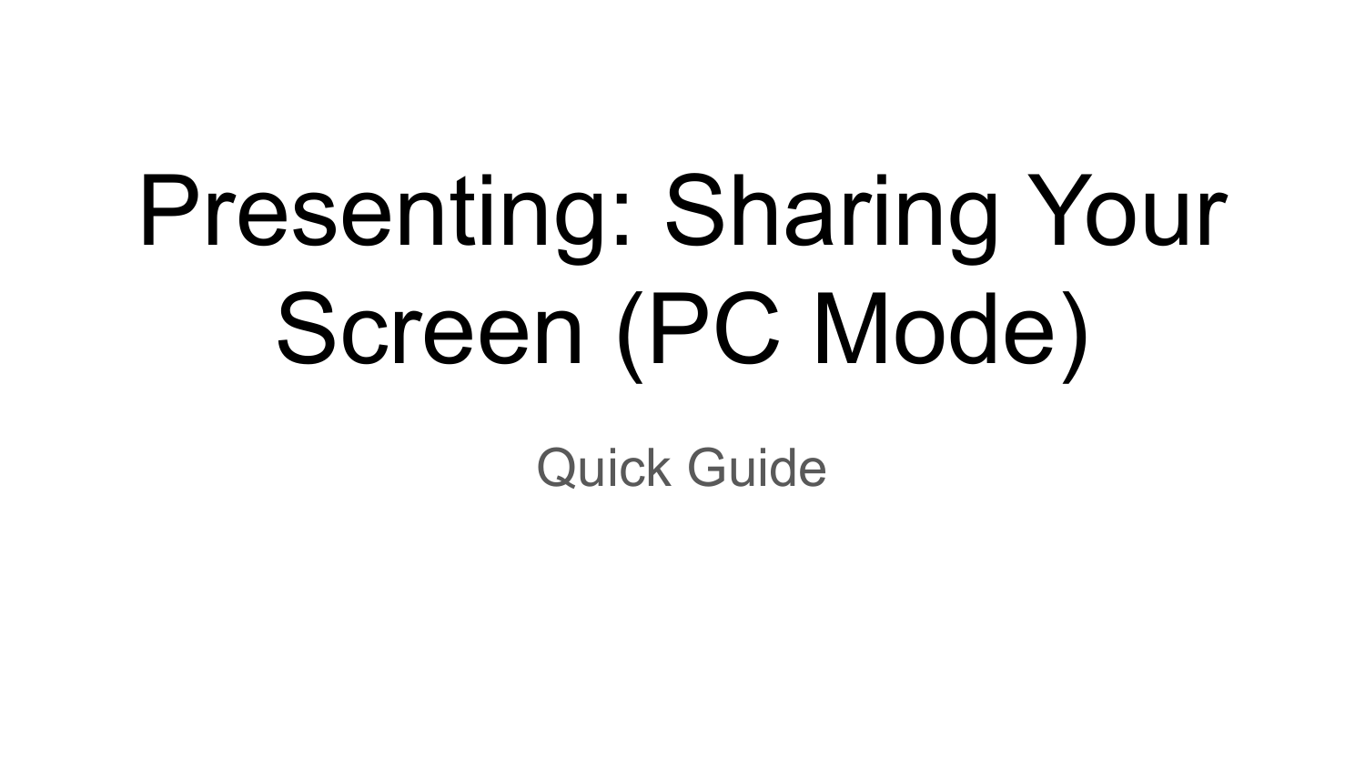# Presenting: Sharing Your Screen (PC Mode)

Quick Guide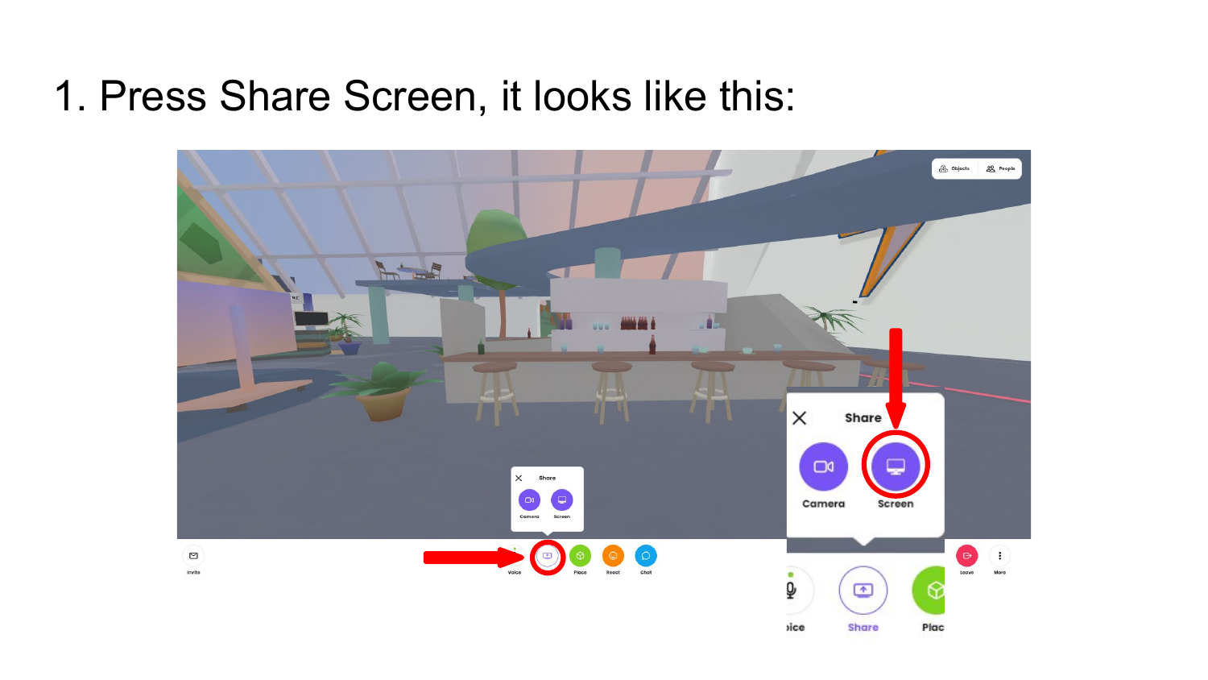1. Press Share Screen, it looks like this: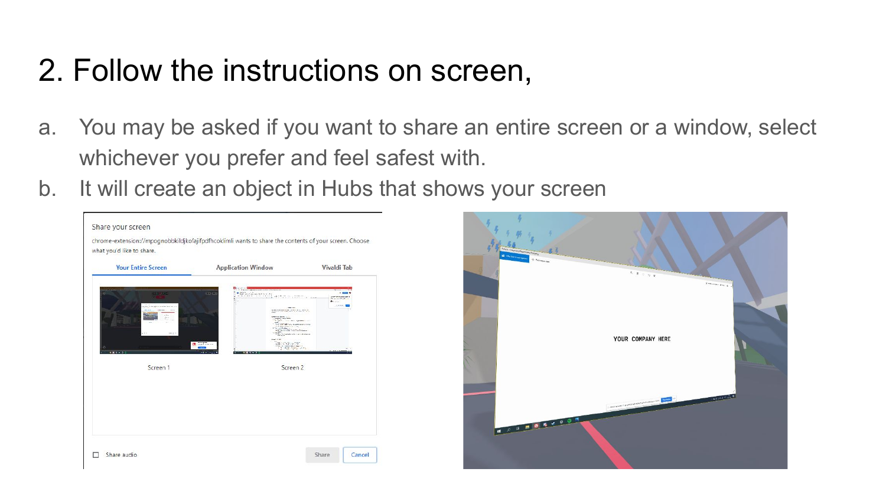# 2. Follow the instructions on screen,

a. You may be asked if you want to share an entire screen or a window, select whichever you prefer and feel safest with.

b. It will create an object in Hubs that shows your screen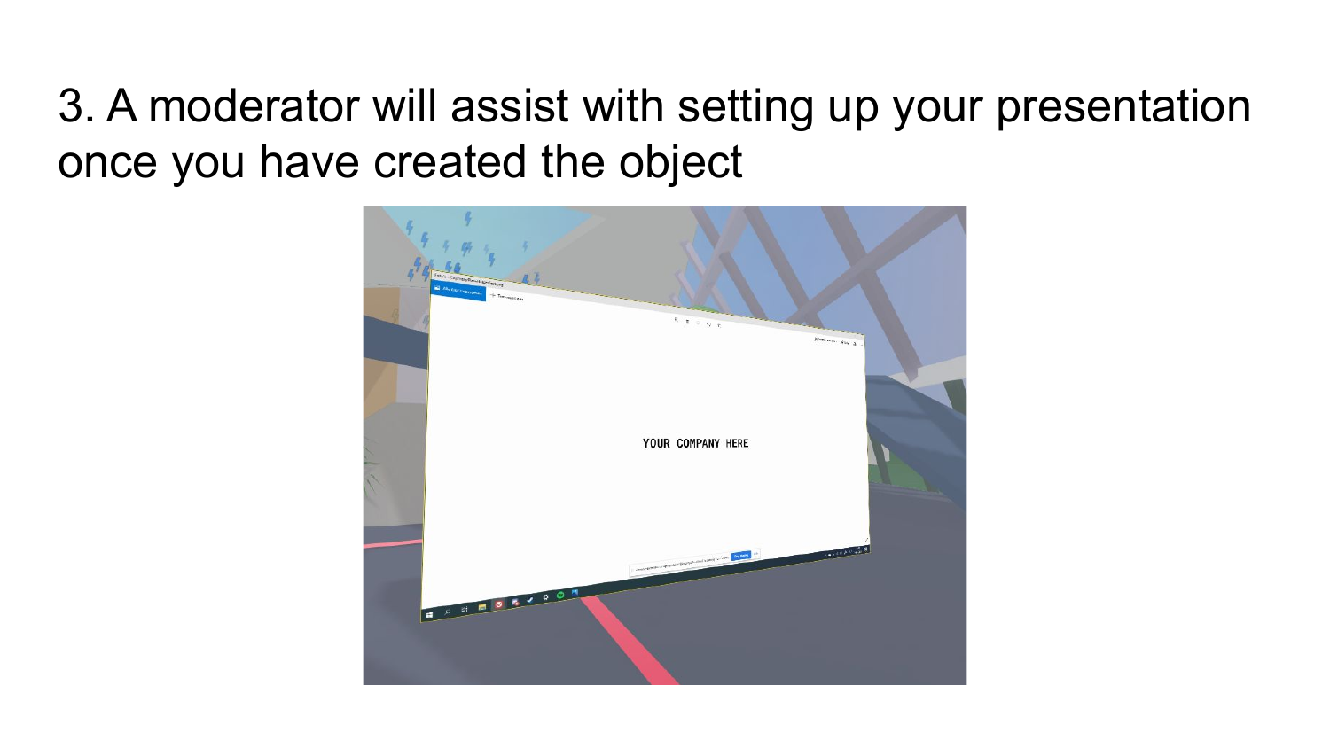3. A moderator will assist with setting up your presentation once you have created the object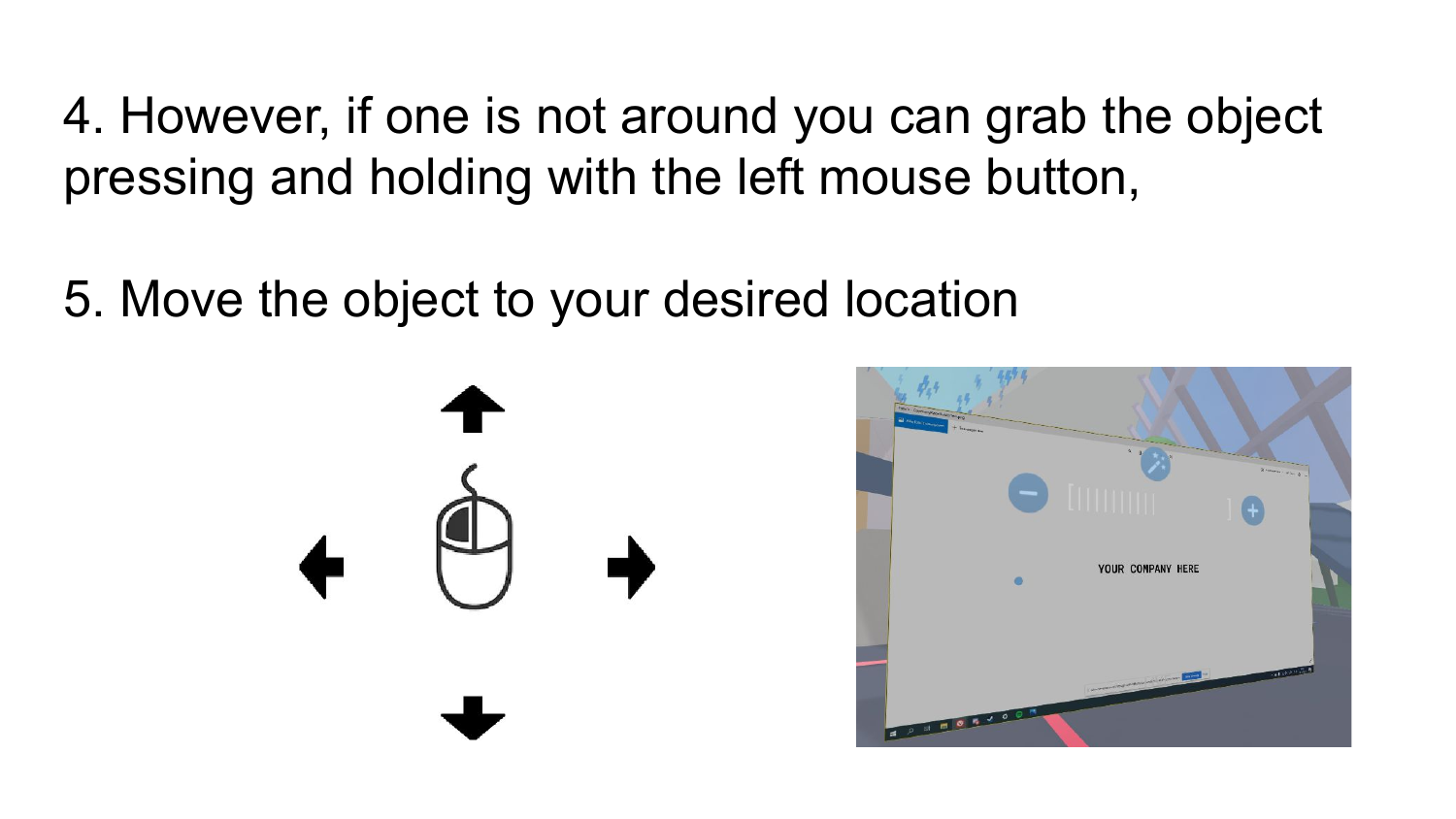4. However, if one is not around you can grab the object pressing and holding with the left mouse button,

5. Move the object to your desired location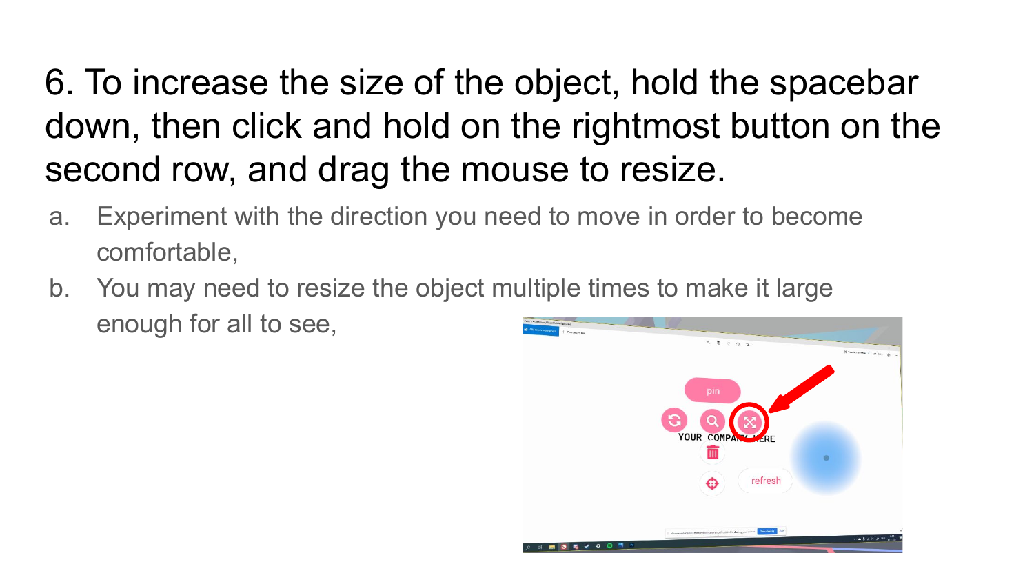6. To increase the size of the object, hold the spacebar down, then click and hold on the rightmost button on the second row, and drag the mouse to resize.

   a. Experiment with the direction you need to move in order to become comfortable,
   b. You may need to resize the object multiple times to make it large enough for all to see,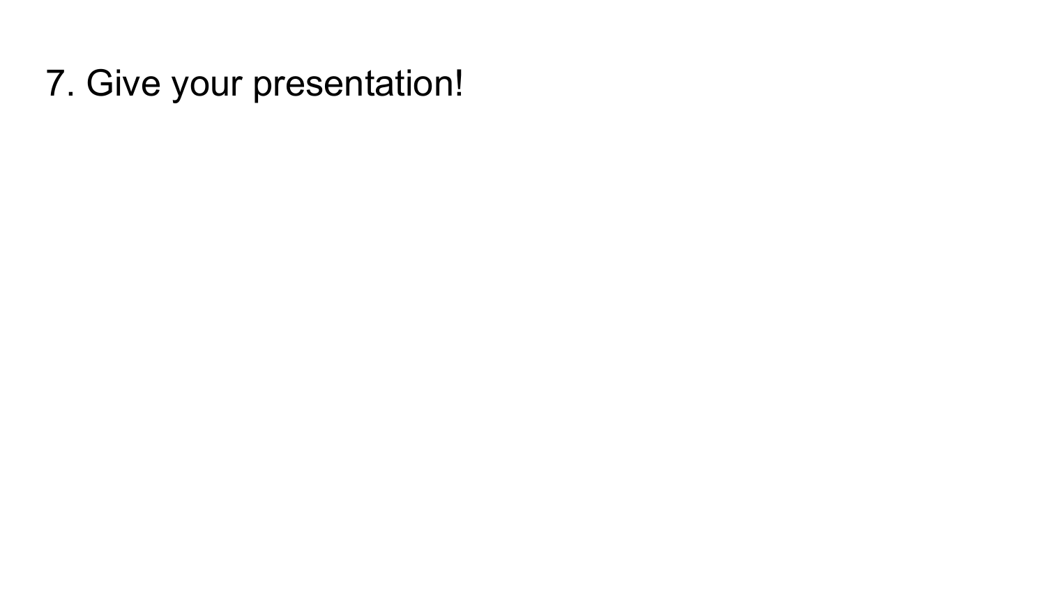7. Give your presentation!